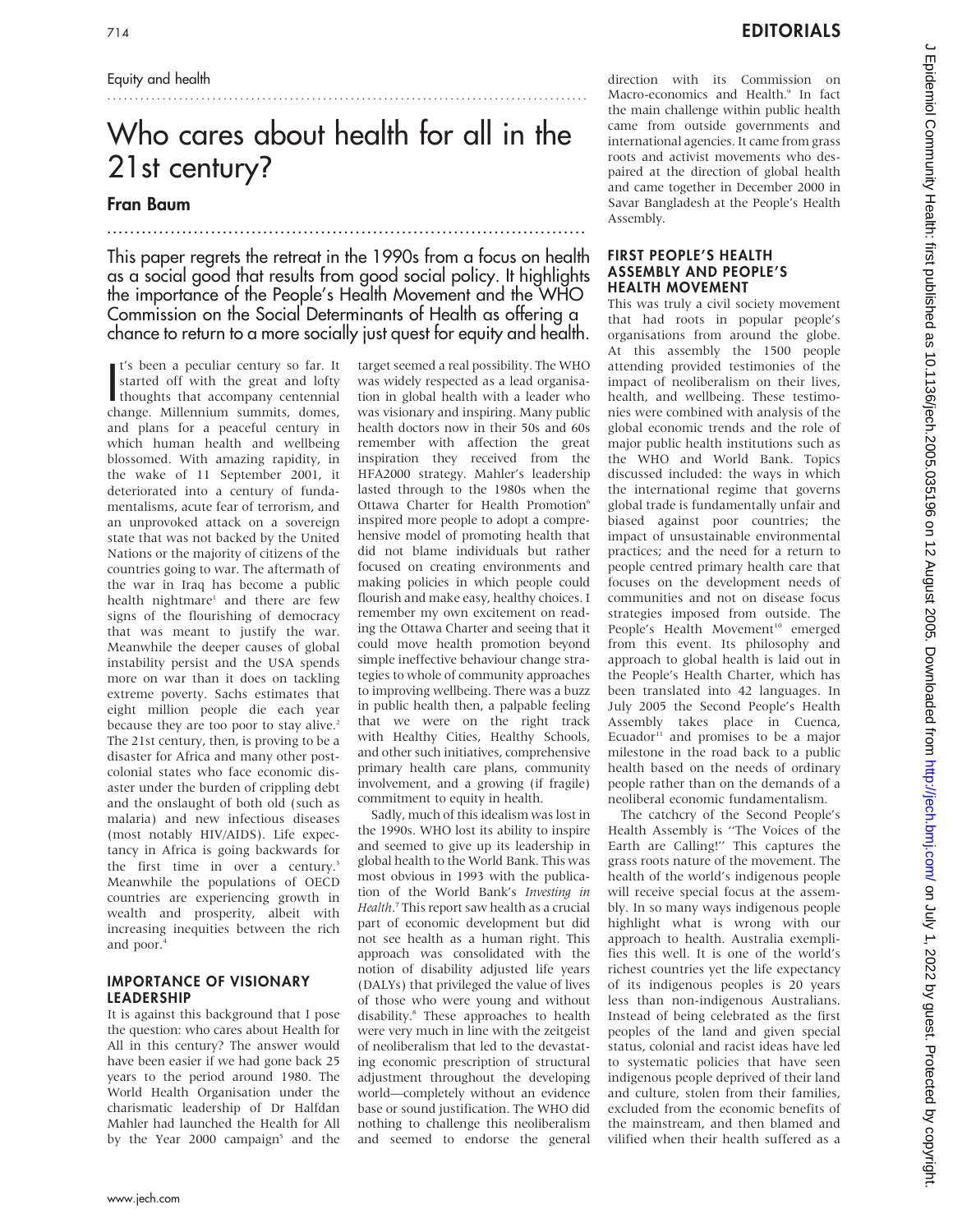Equity and health

# Who cares about health for all in the 21st century?

## Fran Baum

This paper regrets the retreat in the 1990s from a focus on health as a social good that results from good social policy. It highlights the importance of the People's Health Movement and the WHO Commission on the Social Determinants of Health as offering a chance to return to a more socially just quest for equity and health.

It's been a peculiar century so far. It started off with the great and lofty thoughts that accompany centennial change. Millennium summits, domes, and plans for a peaceful century in which human health and wellbeing blossomed. With amazing rapidity, in the wake of 11 September 2001, it deteriorated into a century of fundamentalisms, acute fear of terrorism, and an unprovoked attack on a sovereign state that was not backed by the United Nations or the majority of citizens of the countries going to war. The aftermath of the war in Iraq has become a public health nightmare[1] and there are few signs of the flourishing of democracy that was meant to justify the war. Meanwhile the deeper causes of global instability persist and the USA spends more on war than it does on tackling extreme poverty. Sachs estimates that eight million people die each year because they are too poor to stay alive.[2] The 21st century, then, is proving to be a disaster for Africa and many other postcolonial states who face economic disaster under the burden of crippling debt and the onslaught of both old (such as malaria) and new infectious diseases (most notably HIV/AIDS). Life expectancy in Africa is going backwards for the first time in over a century.[3] Meanwhile the populations of OECD countries are experiencing growth in wealth and prosperity, albeit with increasing inequities between the rich and poor.[4]

### IMPORTANCE OF VISIONARY LEADERSHIP

It is against this background that I pose the question: who cares about Health for All in this century? The answer would have been easier if we had gone back 25 years to the period around 1980. The World Health Organisation under the charismatic leadership of Dr Halfdan Mahler had launched the Health for All by the Year 2000 campaign[5] and the target seemed a real possibility. The WHO was widely respected as a lead organisation in global health with a leader who was visionary and inspiring. Many public health doctors now in their 50s and 60s remember with affection the great inspiration they received from the HFA2000 strategy. Mahler's leadership lasted through to the 1980s when the Ottawa Charter for Health Promotion[6] inspired more people to adopt a comprehensive model of promoting health that did not blame individuals but rather focused on creating environments and making policies in which people could flourish and make easy, healthy choices. I remember my own excitement on reading the Ottawa Charter and seeing that it could move health promotion beyond simple ineffective behaviour change strategies to whole of community approaches to improving wellbeing. There was a buzz in public health then, a palpable feeling that we were on the right track with Healthy Cities, Healthy Schools, and other such initiatives, comprehensive primary health care plans, community involvement, and a growing (if fragile) commitment to equity in health.

Sadly, much of this idealism was lost in the 1990s. WHO lost its ability to inspire and seemed to give up its leadership in global health to the World Bank. This was most obvious in 1993 with the publication of the World Bank's *Investing in Health*.[7] This report saw health as a crucial part of economic development but did not see health as a human right. This approach was consolidated with the notion of disability adjusted life years (DALYs) that privileged the value of lives of those who were young and without disability.[8] These approaches to health were very much in line with the zeitgeist of neoliberalism that led to the devastating economic prescription of structural adjustment throughout the developing world—completely without an evidence base or sound justification. The WHO did nothing to challenge this neoliberalism and seemed to endorse the general direction with its Commission on Macro-economics and Health.[9] In fact the main challenge within public health came from outside governments and international agencies. It came from grass roots and activist movements who despaired at the direction of global health and came together in December 2000 in Savar Bangladesh at the People's Health Assembly.

### FIRST PEOPLE'S HEALTH ASSEMBLY AND PEOPLE'S HEALTH MOVEMENT

This was truly a civil society movement that had roots in popular people's organisations from around the globe. At this assembly the 1500 people attending provided testimonies of the impact of neoliberalism on their lives, health, and wellbeing. These testimonies were combined with analysis of the global economic trends and the role of major public health institutions such as the WHO and World Bank. Topics discussed included: the ways in which the international regime that governs global trade is fundamentally unfair and biased against poor countries; the impact of unsustainable environmental practices; and the need for a return to people centred primary health care that focuses on the development needs of communities and not on disease focus strategies imposed from outside. The People's Health Movement[10] emerged from this event. Its philosophy and approach to global health is laid out in the People's Health Charter, which has been translated into 42 languages. In July 2005 the Second People's Health Assembly takes place in Cuenca, Ecuador[11] and promises to be a major milestone in the road back to a public health based on the needs of ordinary people rather than on the demands of a neoliberal economic fundamentalism.

The catchcry of the Second People's Health Assembly is "The Voices of the Earth are Calling!" This captures the grass roots nature of the movement. The health of the world's indigenous people will receive special focus at the assembly. In so many ways indigenous people highlight what is wrong with our approach to health. Australia exemplifies this well. It is one of the world's richest countries yet the life expectancy of its indigenous peoples is 20 years less than non-indigenous Australians. Instead of being celebrated as the first peoples of the land and given special status, colonial and racist ideas have led to systematic policies that have seen indigenous people deprived of their land and culture, stolen from their families, excluded from the economic benefits of the mainstream, and then blamed and vilified when their health suffered as a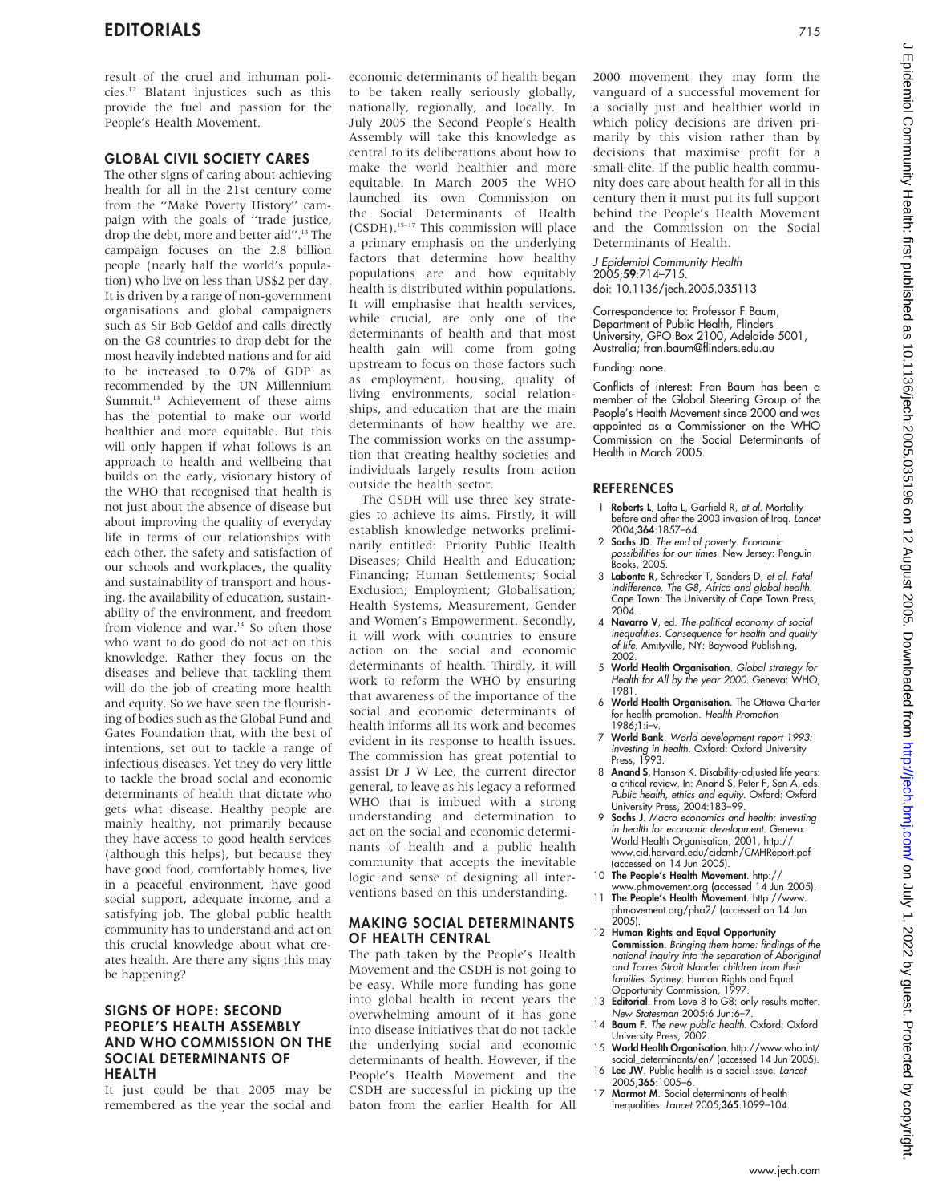result of the cruel and inhuman policies.[12] Blatant injustices such as this provide the fuel and passion for the People's Health Movement.

## GLOBAL CIVIL SOCIETY CARES

The other signs of caring about achieving health for all in the 21st century come from the "Make Poverty History" campaign with the goals of "trade justice, drop the debt, more and better aid".[13] The campaign focuses on the 2.8 billion people (nearly half the world's population) who live on less than US$2 per day. It is driven by a range of non-government organisations and global campaigners such as Sir Bob Geldof and calls directly on the G8 countries to drop debt for the most heavily indebted nations and for aid to be increased to 0.7% of GDP as recommended by the UN Millennium Summit.[13] Achievement of these aims has the potential to make our world healthier and more equitable. But this will only happen if what follows is an approach to health and wellbeing that builds on the early, visionary history of the WHO that recognised that health is not just about the absence of disease but about improving the quality of everyday life in terms of our relationships with each other, the safety and satisfaction of our schools and workplaces, the quality and sustainability of transport and housing, the availability of education, sustainability of the environment, and freedom from violence and war.[14] So often those who want to do good do not act on this knowledge. Rather they focus on the diseases and believe that tackling them will do the job of creating more health and equity. So we have seen the flourishing of bodies such as the Global Fund and Gates Foundation that, with the best of intentions, set out to tackle a range of infectious diseases. Yet they do very little to tackle the broad social and economic determinants of health that dictate who gets what disease. Healthy people are mainly healthy, not primarily because they have access to good health services (although this helps), but because they have good food, comfortably homes, live in a peaceful environment, have good social support, adequate income, and a satisfying job. The global public health community has to understand and act on this crucial knowledge about what creates health. Are there any signs this may be happening?

## SIGNS OF HOPE: SECOND PEOPLE'S HEALTH ASSEMBLY AND WHO COMMISSION ON THE SOCIAL DETERMINANTS OF HEALTH

It just could be that 2005 may be remembered as the year the social and economic determinants of health began to be taken really seriously globally, nationally, regionally, and locally. In July 2005 the Second People's Health Assembly will take this knowledge as central to its deliberations about how to make the world healthier and more equitable. In March 2005 the WHO launched its own Commission on the Social Determinants of Health (CSDH).[15–17] This commission will place a primary emphasis on the underlying factors that determine how healthy populations are and how equitably health is distributed within populations. It will emphasise that health services, while crucial, are only one of the determinants of health and that most health gain will come from going upstream to focus on those factors such as employment, housing, quality of living environments, social relationships, and education that are the main determinants of how healthy we are. The commission works on the assumption that creating healthy societies and individuals largely results from action outside the health sector.

The CSDH will use three key strategies to achieve its aims. Firstly, it will establish knowledge networks preliminarily entitled: Priority Public Health Diseases; Child Health and Education; Financing; Human Settlements; Social Exclusion; Employment; Globalisation; Health Systems, Measurement, Gender and Women's Empowerment. Secondly, it will work with countries to ensure action on the social and economic determinants of health. Thirdly, it will work to reform the WHO by ensuring that awareness of the importance of the social and economic determinants of health informs all its work and becomes evident in its response to health issues. The commission has great potential to assist Dr J W Lee, the current director general, to leave as his legacy a reformed WHO that is imbued with a strong understanding and determination to act on the social and economic determinants of health and a public health community that accepts the inevitable logic and sense of designing all interventions based on this understanding.

## MAKING SOCIAL DETERMINANTS OF HEALTH CENTRAL

The path taken by the People's Health Movement and the CSDH is not going to be easy. While more funding has gone into global health in recent years the overwhelming amount of it has gone into disease initiatives that do not tackle the underlying social and economic determinants of health. However, if the People's Health Movement and the CSDH are successful in picking up the baton from the earlier Health for All 2000 movement they may form the vanguard of a successful movement for a socially just and healthier world in which policy decisions are driven primarily by this vision rather than by decisions that maximise profit for a small elite. If the public health community does care about health for all in this century then it must put its full support behind the People's Health Movement and the Commission on the Social Determinants of Health.

*J Epidemiol Community Health* 2005;**59**:714–715.
doi: 10.1136/jech.2005.035113

Correspondence to: Professor F Baum, Department of Public Health, Flinders University, GPO Box 2100, Adelaide 5001, Australia; fran.baum@flinders.edu.au

Funding: none.

Conflicts of interest: Fran Baum has been a member of the Global Steering Group of the People's Health Movement since 2000 and was appointed as a Commissioner on the WHO Commission on the Social Determinants of Health in March 2005.

## REFERENCES

1. **Roberts L**, Lafta L, Garfield R, *et al*. Mortality before and after the 2003 invasion of Iraq. *Lancet* 2004;**364**:1857–64.
2. **Sachs JD**. *The end of poverty. Economic possibilities for our times*. New Jersey: Penguin Books, 2005.
3. **Labonte R**, Schrecker T, Sanders D, *et al*. *Fatal indifference. The G8, Africa and global health*. Cape Town: The University of Cape Town Press, 2004.
4. **Navarro V**, ed. *The political economy of social inequalities. Consequence for health and quality of life*. Amityville, NY: Baywood Publishing, 2002.
5. **World Health Organisation**. *Global strategy for Health for All by the year 2000*. Geneva: WHO, 1981.
6. **World Health Organisation**. The Ottawa Charter for health promotion. *Health Promotion* 1986;**1**:i–v.
7. **World Bank**. *World development report 1993: investing in health*. Oxford: Oxford University Press, 1993.
8. **Anand S**, Hanson K. Disability-adjusted life years: a critical review. In: Anand S, Peter F, Sen A, eds. *Public health, ethics and equity*. Oxford: Oxford University Press, 2004:183–99.
9. **Sachs J**. *Macro economics and health: investing in health for economic development*. Geneva: World Health Organisation, 2001, http://www.cid.harvard.edu/cidcmh/CMHReport.pdf (accessed on 14 Jun 2005).
10. **The People's Health Movement**. http://www.phmovement.org (accessed 14 Jun 2005).
11. **The People's Health Movement**. http://www.phmovement.org/pha2/ (accessed on 14 Jun 2005).
12. **Human Rights and Equal Opportunity Commission**. *Bringing them home: findings of the national inquiry into the separation of Aboriginal and Torres Strait Islander children from their families*. Sydney: Human Rights and Equal Opportunity Commission, 1997.
13. **Editorial**. From Love 8 to G8: only results matter. *New Statesman* 2005;6 Jun:6–7.
14. **Baum F**. *The new public health*. Oxford: Oxford University Press, 2002.
15. **World Health Organisation**. http://www.who.int/social_determinants/en/ (accessed 14 Jun 2005).
16. **Lee JW**. Public health is a social issue. *Lancet* 2005;**365**:1005–6.
17. **Marmot M**. Social determinants of health inequalities. *Lancet* 2005;**365**:1099–104.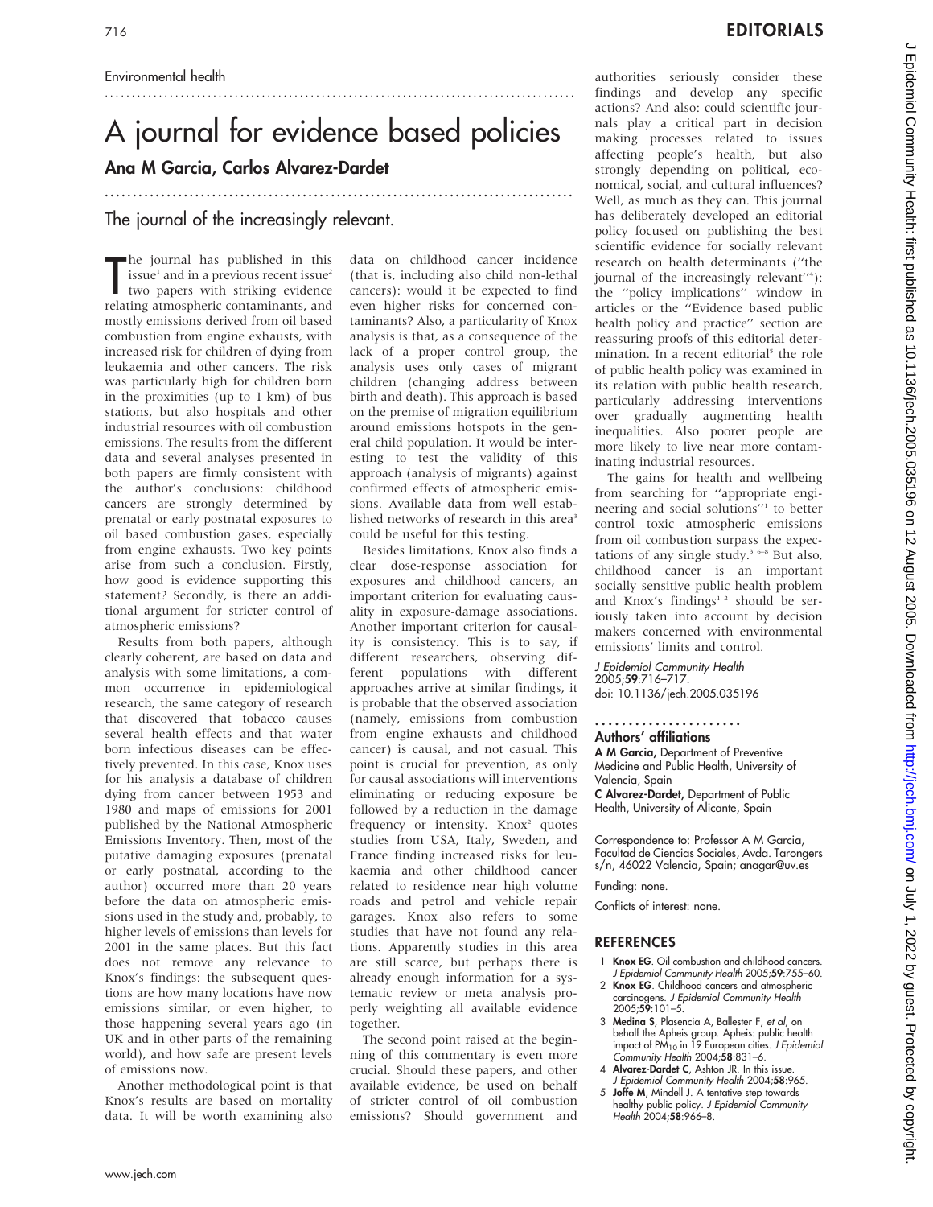Environmental health

# A journal for evidence based policies

## Ana M Garcia, Carlos Alvarez-Dardet

The journal of the increasingly relevant.

The journal has published in this issue[1] and in a previous recent issue[2] two papers with striking evidence relating atmospheric contaminants, and mostly emissions derived from oil based combustion from engine exhausts, with increased risk for children of dying from leukaemia and other cancers. The risk was particularly high for children born in the proximities (up to 1 km) of bus stations, but also hospitals and other industrial resources with oil combustion emissions. The results from the different data and several analyses presented in both papers are firmly consistent with the author's conclusions: childhood cancers are strongly determined by prenatal or early postnatal exposures to oil based combustion gases, especially from engine exhausts. Two key points arise from such a conclusion. Firstly, how good is evidence supporting this statement? Secondly, is there an additional argument for stricter control of atmospheric emissions?

Results from both papers, although clearly coherent, are based on data and analysis with some limitations, a common occurrence in epidemiological research, the same category of research that discovered that tobacco causes several health effects and that water born infectious diseases can be effectively prevented. In this case, Knox uses for his analysis a database of children dying from cancer between 1953 and 1980 and maps of emissions for 2001 published by the National Atmospheric Emissions Inventory. Then, most of the putative damaging exposures (prenatal or early postnatal, according to the author) occurred more than 20 years before the data on atmospheric emissions used in the study and, probably, to higher levels of emissions than levels for 2001 in the same places. But this fact does not remove any relevance to Knox's findings: the subsequent questions are how many locations have now emissions similar, or even higher, to those happening several years ago (in UK and in other parts of the remaining world), and how safe are present levels of emissions now.

Another methodological point is that Knox's results are based on mortality data. It will be worth examining also data on childhood cancer incidence (that is, including also child non-lethal cancers): would it be expected to find even higher risks for concerned contaminants? Also, a particularity of Knox analysis is that, as a consequence of the lack of a proper control group, the analysis uses only cases of migrant children (changing address between birth and death). This approach is based on the premise of migration equilibrium around emissions hotspots in the general child population. It would be interesting to test the validity of this approach (analysis of migrants) against confirmed effects of atmospheric emissions. Available data from well established networks of research in this area[3] could be useful for this testing.

Besides limitations, Knox also finds a clear dose-response association for exposures and childhood cancers, an important criterion for evaluating causality in exposure-damage associations. Another important criterion for causality is consistency. This is to say, if different researchers, observing different populations with different approaches arrive at similar findings, it is probable that the observed association (namely, emissions from combustion from engine exhausts and childhood cancer) is causal, and not casual. This point is crucial for prevention, as only for causal associations will interventions eliminating or reducing exposure be followed by a reduction in the damage frequency or intensity. Knox[2] quotes studies from USA, Italy, Sweden, and France finding increased risks for leukaemia and other childhood cancer related to residence near high volume roads and petrol and vehicle repair garages. Knox also refers to some studies that have not found any relations. Apparently studies in this area are still scarce, but perhaps there is already enough information for a systematic review or meta analysis properly weighting all available evidence together.

The second point raised at the beginning of this commentary is even more crucial. Should these papers, and other available evidence, be used on behalf of stricter control of oil combustion emissions? Should government and authorities seriously consider these findings and develop any specific actions? And also: could scientific journals play a critical part in decision making processes related to issues affecting people's health, but also strongly depending on political, economical, social, and cultural influences? Well, as much as they can. This journal has deliberately developed an editorial policy focused on publishing the best scientific evidence for socially relevant research on health determinants ("the journal of the increasingly relevant"[4]): the "policy implications" window in articles or the "Evidence based public health policy and practice" section are reassuring proofs of this editorial determination. In a recent editorial[5] the role of public health policy was examined in its relation with public health research, particularly addressing interventions over gradually augmenting health inequalities. Also poorer people are more likely to live near more contaminating industrial resources.

The gains for health and wellbeing from searching for "appropriate engineering and social solutions"[1] to better control toxic atmospheric emissions from oil combustion surpass the expectations of any single study.[3, 6–8] But also, childhood cancer is an important socially sensitive public health problem and Knox's findings[1, 2] should be seriously taken into account by decision makers concerned with environmental emissions' limits and control.

*J Epidemiol Community Health* 2005;**59**:716–717.
doi: 10.1136/jech.2005.035196

### Authors' affiliations

**A M Garcia,** Department of Preventive Medicine and Public Health, University of Valencia, Spain
**C Alvarez-Dardet,** Department of Public Health, University of Alicante, Spain

Correspondence to: Professor A M Garcia, Facultad de Ciencias Sociales, Avda. Tarongers s/n, 46022 Valencia, Spain; anagar@uv.es

Funding: none.

Conflicts of interest: none.

## REFERENCES

1. **Knox EG**. Oil combustion and childhood cancers. *J Epidemiol Community Health* 2005;**59**:755–60.
2. **Knox EG**. Childhood cancers and atmospheric carcinogens. *J Epidemiol Community Health* 2005;**59**:101–5.
3. **Medina S**, Plasencia A, Ballester F, *et al*, on behalf the Apheis group. Apheis: public health impact of $PM_{10}$ in 19 European cities. *J Epidemiol Community Health* 2004;**58**:831–6.
4. **Alvarez-Dardet C**, Ashton JR. In this issue. *J Epidemiol Community Health* 2004;**58**:965.
5. **Joffe M**, Mindell J. A tentative step towards healthy public policy. *J Epidemiol Community Health* 2004;**58**:966–8.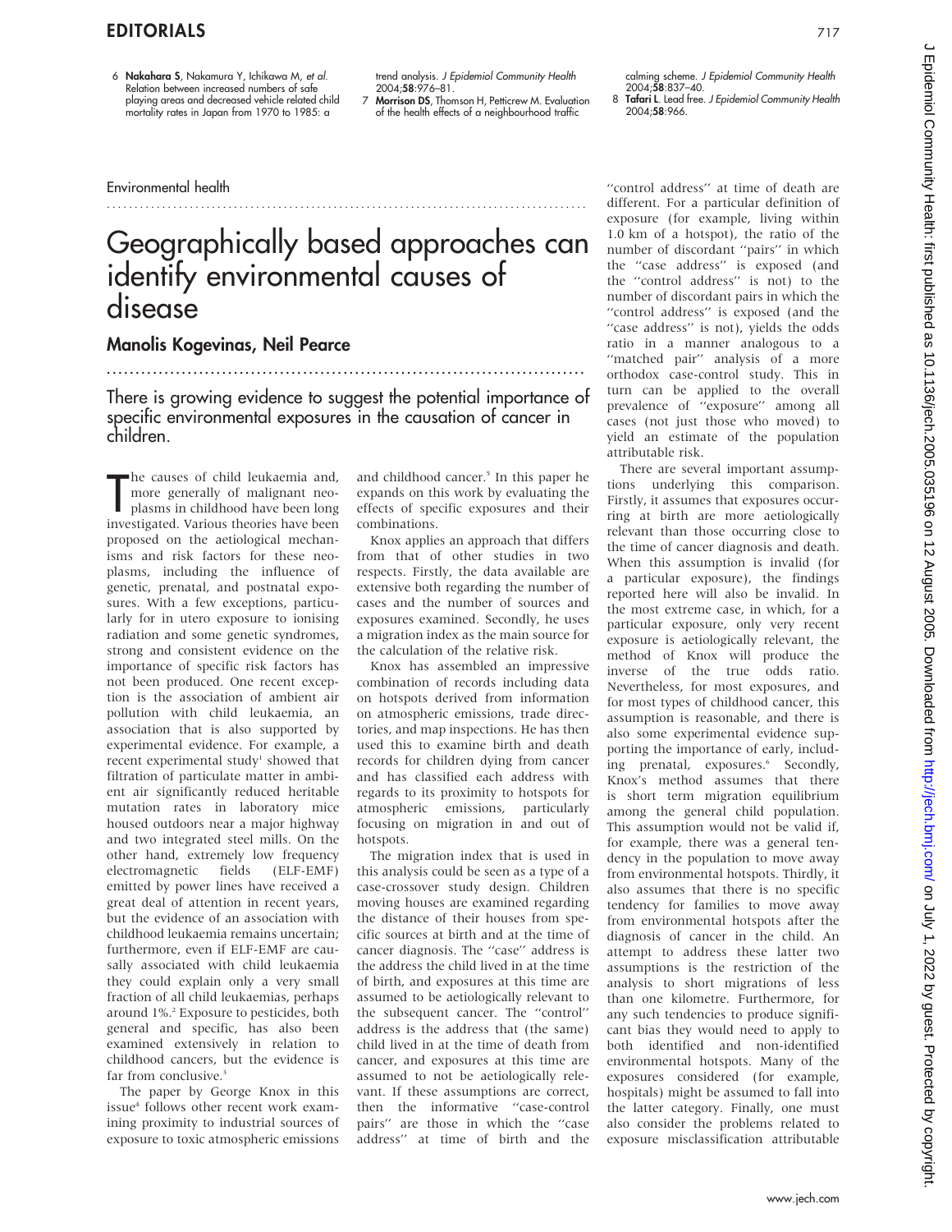6 **Nakahara S**, Nakamura Y, Ichikawa M, *et al.* Relation between increased numbers of safe playing areas and decreased vehicle related child mortality rates in Japan from 1970 to 1985: a trend analysis. *J Epidemiol Community Health* 2004;**58**:976–81.

7 **Morrison DS**, Thomson H, Petticrew M. Evaluation of the health effects of a neighbourhood traffic calming scheme. *J Epidemiol Community Health* 2004;**58**:837–40.

8 **Tafari L**. Lead free. *J Epidemiol Community Health* 2004;**58**:966.

Environmental health

# Geographically based approaches can identify environmental causes of disease

## Manolis Kogevinas, Neil Pearce

There is growing evidence to suggest the potential importance of specific environmental exposures in the causation of cancer in children.

The causes of child leukaemia and, more generally of malignant neoplasms in childhood have been long investigated. Various theories have been proposed on the aetiological mechanisms and risk factors for these neoplasms, including the influence of genetic, prenatal, and postnatal exposures. With a few exceptions, particularly for in utero exposure to ionising radiation and some genetic syndromes, strong and consistent evidence on the importance of specific risk factors has not been produced. One recent exception is the association of ambient air pollution with child leukaemia, an association that is also supported by experimental evidence. For example, a recent experimental study[1] showed that filtration of particulate matter in ambient air significantly reduced heritable mutation rates in laboratory mice housed outdoors near a major highway and two integrated steel mills. On the other hand, extremely low frequency electromagnetic fields (ELF-EMF) emitted by power lines have received a great deal of attention in recent years, but the evidence of an association with childhood leukaemia remains uncertain; furthermore, even if ELF-EMF are causally associated with child leukaemia they could explain only a very small fraction of all child leukaemias, perhaps around 1%.[2] Exposure to pesticides, both general and specific, has also been examined extensively in relation to childhood cancers, but the evidence is far from conclusive.[3]

The paper by George Knox in this issue[4] follows other recent work examining proximity to industrial sources of exposure to toxic atmospheric emissions and childhood cancer.[5] In this paper he expands on this work by evaluating the effects of specific exposures and their combinations.

Knox applies an approach that differs from that of other studies in two respects. Firstly, the data available are extensive both regarding the number of cases and the number of sources and exposures examined. Secondly, he uses a migration index as the main source for the calculation of the relative risk.

Knox has assembled an impressive combination of records including data on hotspots derived from information on atmospheric emissions, trade directories, and map inspections. He has then used this to examine birth and death records for children dying from cancer and has classified each address with regards to its proximity to hotspots for atmospheric emissions, particularly focusing on migration in and out of hotspots.

The migration index that is used in this analysis could be seen as a type of a case-crossover study design. Children moving houses are examined regarding the distance of their houses from specific sources at birth and at the time of cancer diagnosis. The "case" address is the address the child lived in at the time of birth, and exposures at this time are assumed to be aetiologically relevant to the subsequent cancer. The "control" address is the address that (the same) child lived in at the time of death from cancer, and exposures at this time are assumed to not be aetiologically relevant. If these assumptions are correct, then the informative "case-control pairs" are those in which the "case address" at time of birth and the "control address" at time of death are different. For a particular definition of exposure (for example, living within 1.0 km of a hotspot), the ratio of the number of discordant "pairs" in which the "case address" is exposed (and the "control address" is not) to the number of discordant pairs in which the "control address" is exposed (and the "case address" is not), yields the odds ratio in a manner analogous to a "matched pair" analysis of a more orthodox case-control study. This in turn can be applied to the overall prevalence of "exposure" among all cases (not just those who moved) to yield an estimate of the population attributable risk.

There are several important assumptions underlying this comparison. Firstly, it assumes that exposures occurring at birth are more aetiologically relevant than those occurring close to the time of cancer diagnosis and death. When this assumption is invalid (for a particular exposure), the findings reported here will also be invalid. In the most extreme case, in which, for a particular exposure, only very recent exposure is aetiologically relevant, the method of Knox will produce the inverse of the true odds ratio. Nevertheless, for most exposures, and for most types of childhood cancer, this assumption is reasonable, and there is also some experimental evidence supporting the importance of early, including prenatal, exposures.[6] Secondly, Knox's method assumes that there is short term migration equilibrium among the general child population. This assumption would not be valid if, for example, there was a general tendency in the population to move away from environmental hotspots. Thirdly, it also assumes that there is no specific tendency for families to move away from environmental hotspots after the diagnosis of cancer in the child. An attempt to address these latter two assumptions is the restriction of the analysis to short migrations of less than one kilometre. Furthermore, for any such tendencies to produce significant bias they would need to apply to both identified and non-identified environmental hotspots. Many of the exposures considered (for example, hospitals) might be assumed to fall into the latter category. Finally, one must also consider the problems related to exposure misclassification attributable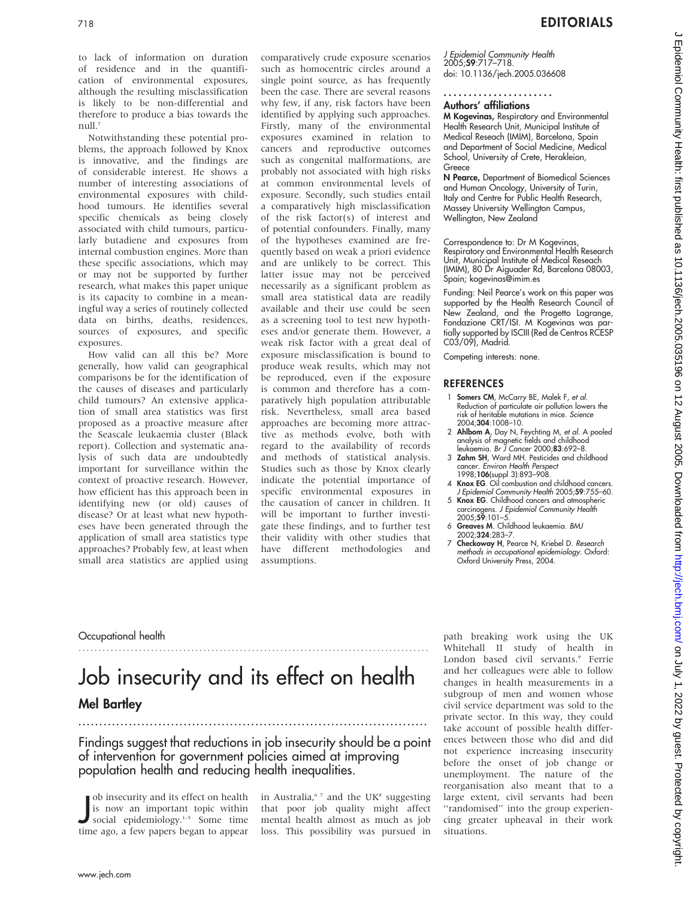to lack of information on duration of residence and in the quantification of environmental exposures, although the resulting misclassification is likely to be non-differential and therefore to produce a bias towards the null.[7]

Notwithstanding these potential problems, the approach followed by Knox is innovative, and the findings are of considerable interest. He shows a number of interesting associations of environmental exposures with childhood tumours. He identifies several specific chemicals as being closely associated with child tumours, particularly butadiene and exposures from internal combustion engines. More than these specific associations, which may or may not be supported by further research, what makes this paper unique is its capacity to combine in a meaningful way a series of routinely collected data on births, deaths, residences, sources of exposures, and specific exposures.

How valid can all this be? More generally, how valid can geographical comparisons be for the identification of the causes of diseases and particularly child tumours? An extensive application of small area statistics was first proposed as a proactive measure after the Seascale leukaemia cluster (Black report). Collection and systematic analysis of such data are undoubtedly important for surveillance within the context of proactive research. However, how efficient has this approach been in identifying new (or old) causes of disease? Or at least what new hypotheses have been generated through the application of small area statistics type approaches? Probably few, at least when small area statistics are applied using comparatively crude exposure scenarios such as homocentric circles around a single point source, as has frequently been the case. There are several reasons why few, if any, risk factors have been identified by applying such approaches. Firstly, many of the environmental exposures examined in relation to cancers and reproductive outcomes such as congenital malformations, are probably not associated with high risks at common environmental levels of exposure. Secondly, such studies entail a comparatively high misclassification of the risk factor(s) of interest and of potential confounders. Finally, many of the hypotheses examined are frequently based on weak a priori evidence and are unlikely to be correct. This latter issue may not be perceived necessarily as a significant problem as small area statistical data are readily available and their use could be seen as a screening tool to test new hypotheses and/or generate them. However, a weak risk factor with a great deal of exposure misclassification is bound to produce weak results, which may not be reproduced, even if the exposure is common and therefore has a comparatively high population attributable risk. Nevertheless, small area based approaches are becoming more attractive as methods evolve, both with regard to the availability of records and methods of statistical analysis. Studies such as those by Knox clearly indicate the potential importance of specific environmental exposures in the causation of cancer in children. It will be important to further investigate these findings, and to further test their validity with other studies that have different methodologies and assumptions.

*J Epidemiol Community Health* 2005;**59**:717–718.
doi: 10.1136/jech.2005.036608

### Authors' affiliations

**M Kogevinas,** Respiratory and Environmental Health Research Unit, Municipal Institute of Medical Reseach (IMIM), Barcelona, Spain and Department of Social Medicine, Medical School, University of Crete, Herakleion, Greece

**N Pearce,** Department of Biomedical Sciences and Human Oncology, University of Turin, Italy and Centre for Public Health Research, Massey University Wellington Campus, Wellington, New Zealand

Correspondence to: Dr M Kogevinas, Respiratory and Environmental Health Research Unit, Municipal Institute of Medical Reseach (IMIM), 80 Dr Aiguader Rd, Barcelona 08003, Spain; kogevinas@imim.es

Funding: Neil Pearce's work on this paper was supported by the Health Research Council of New Zealand, and the Progetto Lagrange, Fondazione CRT/ISI. M Kogevinas was partially supported by ISCIII (Red de Centros RCESP C03/09), Madrid.

Competing interests: none.

### REFERENCES

1. **Somers CM**, McCarry BE, Malek F, *et al*. Reduction of particulate air pollution lowers the risk of heritable mutations in mice. *Science* 2004;**304**:1008–10.
2. **Ahlbom A**, Day N, Feychting M, *et al*. A pooled analysis of magnetic fields and childhood leukaemia. *Br J Cancer* 2000;**83**:692–8.
3. **Zahm SH**, Ward MH. Pesticides and childhood cancer. *Environ Health Perspect* 1998;**106**(suppl 3):893–908.
4. **Knox EG**. Oil combustion and childhood cancers. *J Epidemiol Community Health* 2005;**59**:755–60.
5. **Knox EG**. Childhood cancers and atmospheric carcinogens. *J Epidemiol Community Health* 2005;**59**:101–5.
6. **Greaves M**. Childhood leukaemia. *BMJ* 2002;**324**:283–7.
7. **Checkoway H**, Pearce N, Kriebel D. *Research methods in occupational epidemiology*. Oxford: Oxford University Press, 2004.

Occupational health

# Job insecurity and its effect on health

## Mel Bartley

**Findings suggest that reductions in job insecurity should be a point of intervention for government policies aimed at improving population health and reducing health inequalities.**

Job insecurity and its effect on health is now an important topic within social epidemiology.[1–5] Some time time ago, a few papers began to appear in Australia,[6,7] and the UK[8] suggesting that poor job quality might affect mental health almost as much as job loss. This possibility was pursued in path breaking work using the UK Whitehall II study of health in London based civil servants.[9] Ferrie and her colleagues were able to follow changes in health measurements in a subgroup of men and women whose civil service department was sold to the private sector. In this way, they could take account of possible health differences between those who did and did not experience increasing insecurity before the onset of job change or unemployment. The nature of the reorganisation also meant that to a large extent, civil servants had been "randomised" into the group experiencing greater upheaval in their work situations.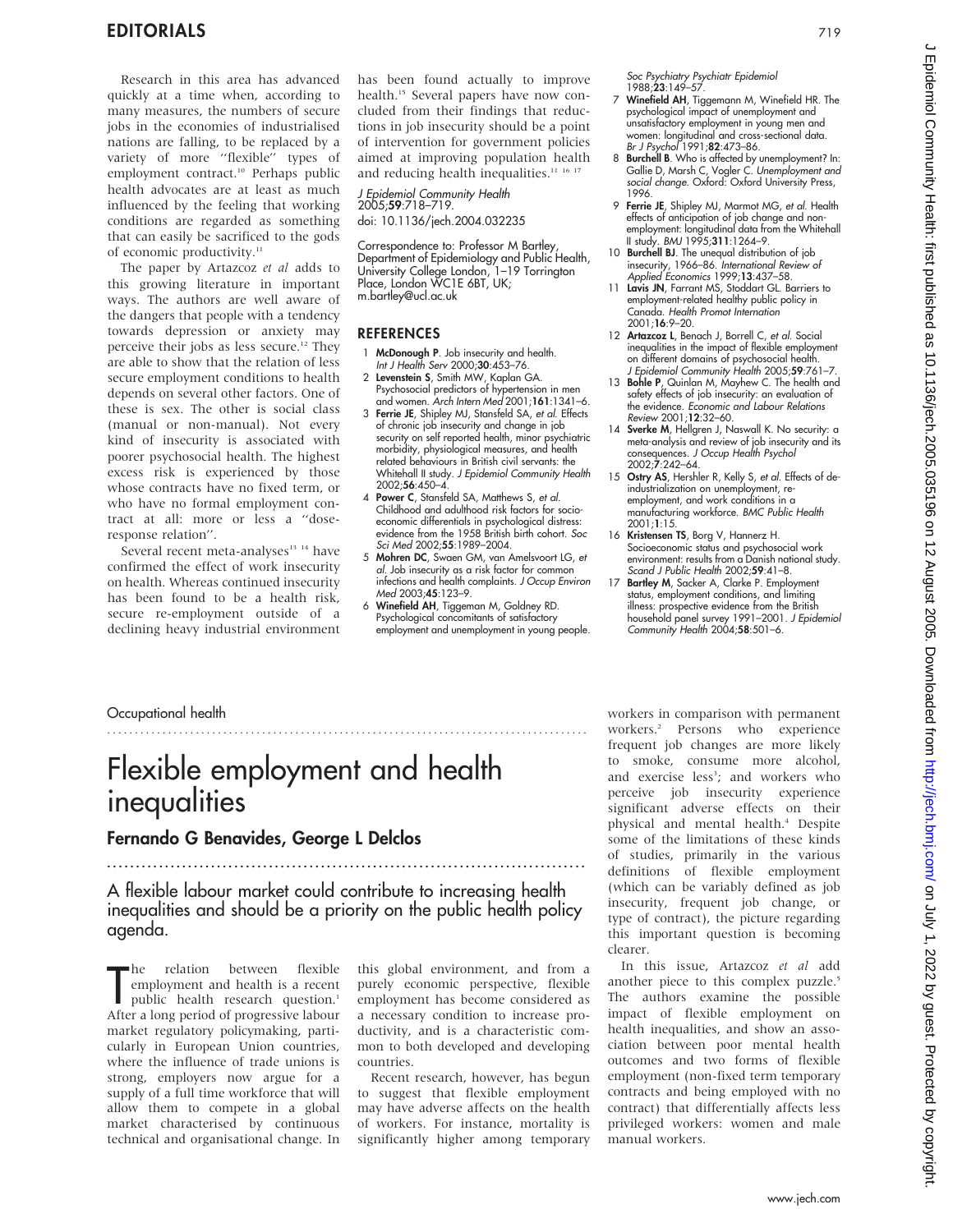Research in this area has advanced quickly at a time when, according to many measures, the numbers of secure jobs in the economies of industrialised nations are falling, to be replaced by a variety of more ''flexible'' types of employment contract.[10] Perhaps public health advocates are at least as much influenced by the feeling that working conditions are regarded as something that can easily be sacrificed to the gods of economic productivity.[11]

The paper by Artazcoz *et al* adds to this growing literature in important ways. The authors are well aware of the dangers that people with a tendency towards depression or anxiety may perceive their jobs as less secure.[12] They are able to show that the relation of less secure employment conditions to health depends on several other factors. One of these is sex. The other is social class (manual or non-manual). Not every kind of insecurity is associated with poorer psychosocial health. The highest excess risk is experienced by those whose contracts have no fixed term, or who have no formal employment contract at all: more or less a ''dose-response relation''.

Several recent meta-analyses[13,14] have confirmed the effect of work insecurity on health. Whereas continued insecurity has been found to be a health risk, secure re-employment outside of a declining heavy industrial environment has been found actually to improve health.[15] Several papers have now concluded from their findings that reductions in job insecurity should be a point of intervention for government policies aimed at improving population health and reducing health inequalities.[11,16,17]

*J Epidemiol Community Health* 2005;**59**:718–719.
doi: 10.1136/jech.2004.032235

Correspondence to: Professor M Bartley, Department of Epidemiology and Public Health, University College London, 1–19 Torrington Place, London WC1E 6BT, UK; m.bartley@ucl.ac.uk

## REFERENCES

1. **McDonough P**. Job insecurity and health. *Int J Health Serv* 2000;**30**:453–76.
2. **Levenstein S**, Smith MW, Kaplan GA. Psychosocial predictors of hypertension in men and women. *Arch Intern Med* 2001;**161**:1341–6.
3. **Ferrie JE**, Shipley MJ, Stansfeld SA, *et al*. Effects of chronic job insecurity and change in job security on self reported health, minor psychiatric morbidity, physiological measures, and health related behaviours in British civil servants: the Whitehall II study. *J Epidemiol Community Health* 2002;**56**:450–4.
4. **Power C**, Stansfeld SA, Matthews S, *et al*. Childhood and adulthood risk factors for socio-economic differentials in psychological distress: evidence from the 1958 British birth cohort. *Soc Sci Med* 2002;**55**:1989–2004.
5. **Mohren DC**, Swaen GM, van Amelsvoort LG, *et al*. Job insecurity as a risk factor for common infections and health complaints. *J Occup Environ Med* 2003;**45**:123–9.
6. **Winefield AH**, Tiggeman M, Goldney RD. Psychological concomitants of satisfactory employment and unemployment in young people. *Soc Psychiatry Psychiatr Epidemiol* 1988;**23**:149–57.
7. **Winefield AH**, Tiggemann M, Winefield HR. The psychological impact of unemployment and unsatisfactory employment in young men and women: longitudinal and cross-sectional data. *Br J Psychol* 1991;**82**:473–86.
8. **Burchell B**. Who is affected by unemployment? In: Gallie D, Marsh C, Vogler C. *Unemployment and social change*. Oxford: Oxford University Press, 1996.
9. **Ferrie JE**, Shipley MJ, Marmot MG, *et al*. Health effects of anticipation of job change and non-employment: longitudinal data from the Whitehall II study. *BMJ* 1995;**311**:1264–9.
10. **Burchell BJ**. The unequal distribution of job insecurity, 1966–86. *International Review of Applied Economics* 1999;**13**:437–58.
11. **Lavis JN**, Farrant MS, Stoddart GL. Barriers to employment-related healthy public policy in Canada. *Health Promot Internation* 2001;**16**:9–20.
12. **Artazcoz L**, Benach J, Borrell C, *et al*. Social inequalities in the impact of flexible employment on different domains of psychosocial health. *J Epidemiol Community Health* 2005;**59**:761–7.
13. **Bohle P**, Quinlan M, Mayhew C. The health and safety effects of job insecurity: an evaluation of the evidence. *Economic and Labour Relations Review* 2001;**12**:32–60.
14. **Sverke M**, Hellgren J, Naswall K. No security: a meta-analysis and review of job insecurity and its consequences. *J Occup Health Psychol* 2002;**7**:242–64.
15. **Ostry AS**, Hershler R, Kelly S, *et al*. Effects of de-industrialization on unemployment, re-employment, and work conditions in a manufacturing workforce. *BMC Public Health* 2001;**1**:15.
16. **Kristensen TS**, Borg V, Hannerz H. Socioeconomic status and psychosocial work environment: results from a Danish national study. *Scand J Public Health* 2002;**59**:41–8.
17. **Bartley M**, Sacker A, Clarke P. Employment status, employment conditions, and limiting illness: prospective evidence from the British household panel survey 1991–2001. *J Epidemiol Community Health* 2004;**58**:501–6.

Occupational health

# Flexible employment and health inequalities

## Fernando G Benavides, George L Delclos

**A flexible labour market could contribute to increasing health inequalities and should be a priority on the public health policy agenda.**

The relation between flexible employment and health is a recent public health research question.[1] After a long period of progressive labour market regulatory policymaking, particularly in European Union countries, where the influence of trade unions is strong, employers now argue for a supply of a full time workforce that will allow them to compete in a global market characterised by continuous technical and organisational change. In this global environment, and from a purely economic perspective, flexible employment has become considered as a necessary condition to increase productivity, and is a characteristic common to both developed and developing countries.

Recent research, however, has begun to suggest that flexible employment may have adverse affects on the health of workers. For instance, mortality is significantly higher among temporary workers in comparison with permanent workers.[2] Persons who experience frequent job changes are more likely to smoke, consume more alcohol, and exercise less[3]; and workers who perceive job insecurity experience significant adverse effects on their physical and mental health.[4] Despite some of the limitations of these kinds of studies, primarily in the various definitions of flexible employment (which can be variably defined as job insecurity, frequent job change, or type of contract), the picture regarding this important question is becoming clearer.

In this issue, Artazcoz *et al* add another piece to this complex puzzle.[5] The authors examine the possible impact of flexible employment on health inequalities, and show an association between poor mental health outcomes and two forms of flexible employment (non-fixed term temporary contracts and being employed with no contract) that differentially affects less privileged workers: women and male manual workers.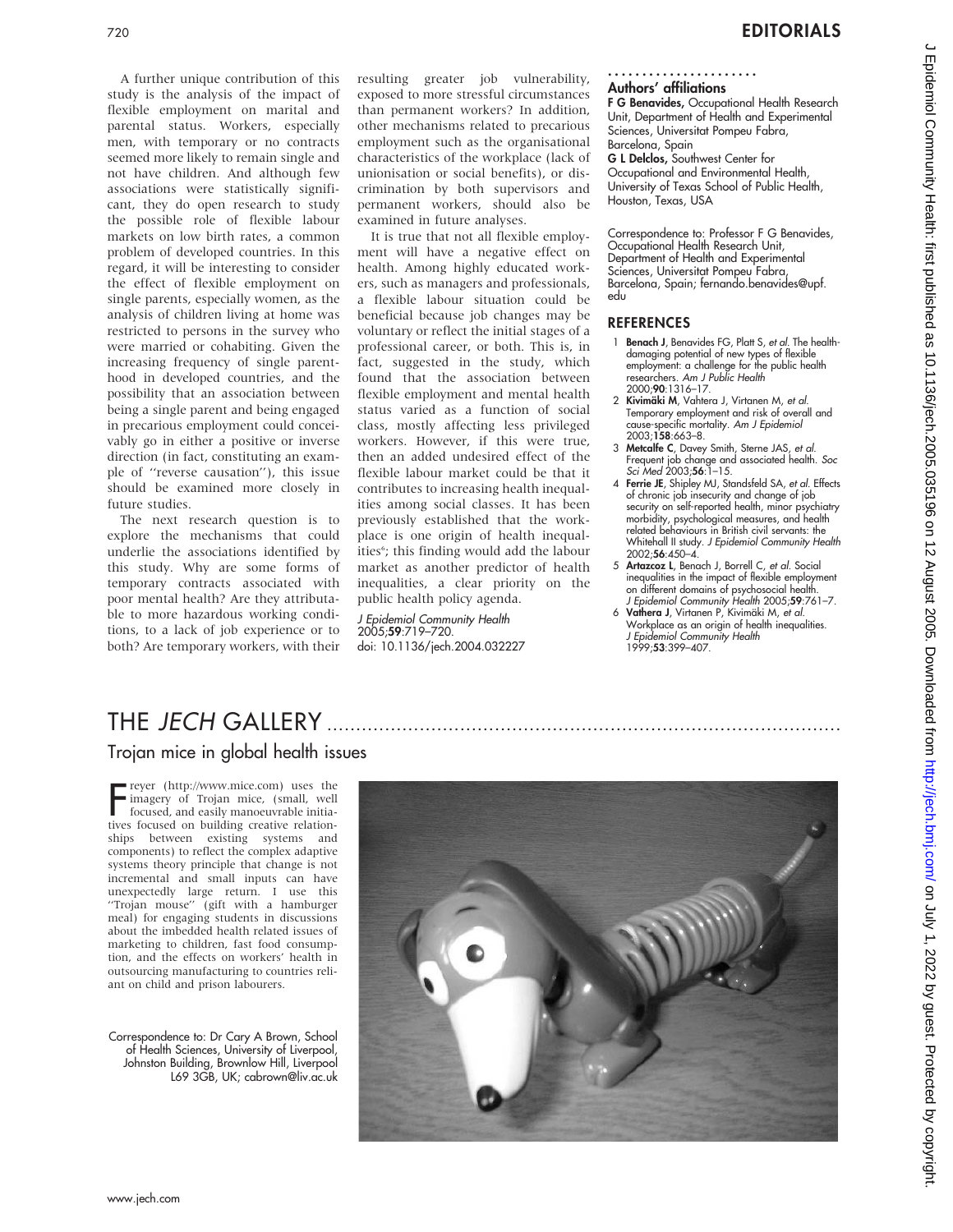A further unique contribution of this study is the analysis of the impact of flexible employment on marital and parental status. Workers, especially men, with temporary or no contracts seemed more likely to remain single and not have children. And although few associations were statistically significant, they do open research to study the possible role of flexible labour markets on low birth rates, a common problem of developed countries. In this regard, it will be interesting to consider the effect of flexible employment on single parents, especially women, as the analysis of children living at home was restricted to persons in the survey who were married or cohabiting. Given the increasing frequency of single parenthood in developed countries, and the possibility that an association between being a single parent and being engaged in precarious employment could conceivably go in either a positive or inverse direction (in fact, constituting an example of "reverse causation"), this issue should be examined more closely in future studies.

The next research question is to explore the mechanisms that could underlie the associations identified by this study. Why are some forms of temporary contracts associated with poor mental health? Are they attributable to more hazardous working conditions, to a lack of job experience or to both? Are temporary workers, with their resulting greater job vulnerability, exposed to more stressful circumstances than permanent workers? In addition, other mechanisms related to precarious employment such as the organisational characteristics of the workplace (lack of unionisation or social benefits), or discrimination by both supervisors and permanent workers, should also be examined in future analyses.

It is true that not all flexible employment will have a negative effect on health. Among highly educated workers, such as managers and professionals, a flexible labour situation could be beneficial because job changes may be voluntary or reflect the initial stages of a professional career, or both. This is, in fact, suggested in the study, which found that the association between flexible employment and mental health status varied as a function of social class, mostly affecting less privileged workers. However, if this were true, then an added undesired effect of the flexible labour market could be that it contributes to increasing health inequalities among social classes. It has been previously established that the workplace is one origin of health inequalities[6]; this finding would add the labour market as another predictor of health inequalities, a clear priority on the public health policy agenda.

*J Epidemiol Community Health* 2005;**59**:719–720.
doi: 10.1136/jech.2004.032227

### Authors' affiliations

**F G Benavides,** Occupational Health Research Unit, Department of Health and Experimental Sciences, Universitat Pompeu Fabra, Barcelona, Spain
**G L Delclos,** Southwest Center for Occupational and Environmental Health, University of Texas School of Public Health, Houston, Texas, USA

Correspondence to: Professor F G Benavides, Occupational Health Research Unit, Department of Health and Experimental Sciences, Universitat Pompeu Fabra, Barcelona, Spain; fernando.benavides@upf.edu

## REFERENCES

1. **Benach J**, Benavides FG, Platt S, *et al*. The health-damaging potential of new types of flexible employment: a challenge for the public health researchers. *Am J Public Health* 2000;**90**:1316–17.
2. **Kivimäki M**, Vahtera J, Virtanen M, *et al*. Temporary employment and risk of overall and cause-specific mortality. *Am J Epidemiol* 2003;**158**:663–8.
3. **Metcalfe C**, Davey Smith, Sterne JAS, *et al*. Frequent job change and associated health. *Soc Sci Med* 2003;**56**:1–15.
4. **Ferrie JE**, Shipley MJ, Standsfeld SA, *et al*. Effects of chronic job insecurity and change of job security on self-reported health, minor psychiatry morbidity, psychological measures, and health related behaviours in British civil servants: the Whitehall II study. *J Epidemiol Community Health* 2002;**56**:450–4.
5. **Artazcoz L**, Benach J, Borrell C, *et al*. Social inequalities in the impact of flexible employment on different domains of psychosocial health. *J Epidemiol Community Health* 2005;**59**:761–7.
6. **Vathera J**, Virtanen P, Kivimäki M, *et al*. Workplace as an origin of health inequalities. *J Epidemiol Community Health* 1999;**53**:399–407.

# THE *JECH* GALLERY

## Trojan mice in global health issues

Freyer (http://www.mice.com) uses the imagery of Trojan mice, (small, well focused, and easily manoeuvrable initiatives focused on building creative relationships between existing systems and components) to reflect the complex adaptive systems theory principle that change is not incremental and small inputs can have unexpectedly large return. I use this "Trojan mouse" (gift with a hamburger meal) for engaging students in discussions about the imbedded health related issues of marketing to children, fast food consumption, and the effects on workers' health in outsourcing manufacturing to countries reliant on child and prison labourers.

Correspondence to: Dr Cary A Brown, School of Health Sciences, University of Liverpool, Johnston Building, Brownlow Hill, Liverpool L69 3GB, UK; cabrown@liv.ac.uk